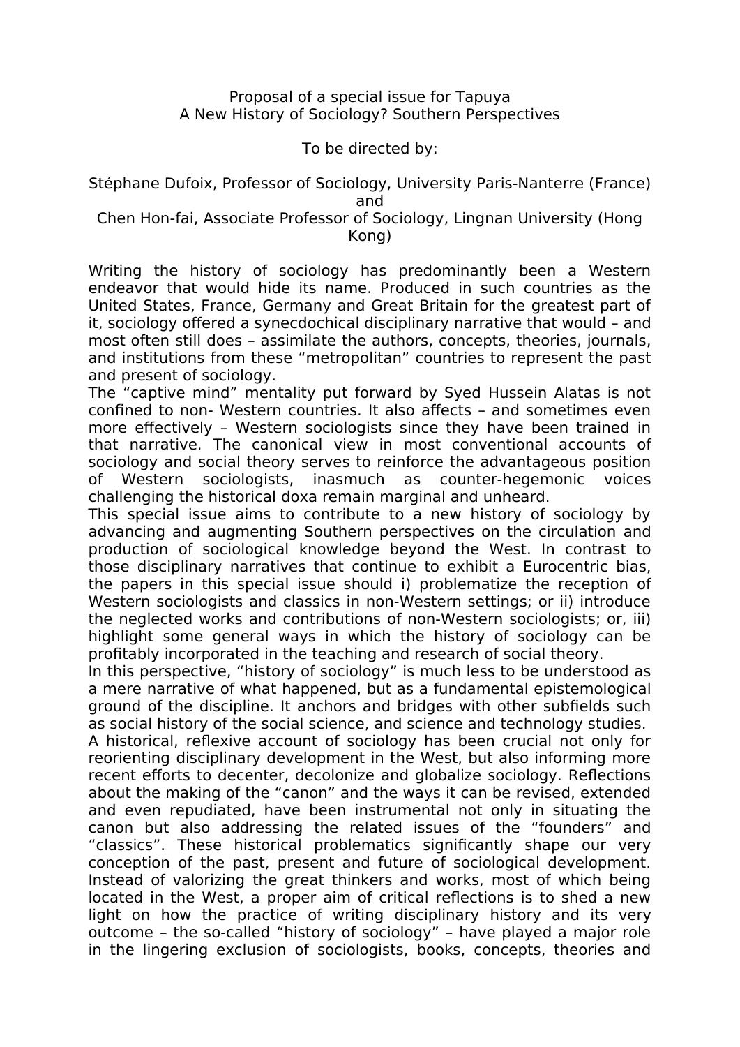Proposal of a special issue for Tapuya
A New History of Sociology? Southern Perspectives

To be directed by:

Stéphane Dufoix, Professor of Sociology, University Paris-Nanterre (France)
and
Chen Hon-fai, Associate Professor of Sociology, Lingnan University (Hong Kong)

Writing the history of sociology has predominantly been a Western endeavor that would hide its name. Produced in such countries as the United States, France, Germany and Great Britain for the greatest part of it, sociology offered a synecdochical disciplinary narrative that would – and most often still does – assimilate the authors, concepts, theories, journals, and institutions from these "metropolitan" countries to represent the past and present of sociology.

The "captive mind" mentality put forward by Syed Hussein Alatas is not confined to non- Western countries. It also affects – and sometimes even more effectively – Western sociologists since they have been trained in that narrative. The canonical view in most conventional accounts of sociology and social theory serves to reinforce the advantageous position of Western sociologists, inasmuch as counter-hegemonic voices challenging the historical doxa remain marginal and unheard.

This special issue aims to contribute to a new history of sociology by advancing and augmenting Southern perspectives on the circulation and production of sociological knowledge beyond the West. In contrast to those disciplinary narratives that continue to exhibit a Eurocentric bias, the papers in this special issue should i) problematize the reception of Western sociologists and classics in non-Western settings; or ii) introduce the neglected works and contributions of non-Western sociologists; or, iii) highlight some general ways in which the history of sociology can be profitably incorporated in the teaching and research of social theory.

In this perspective, "history of sociology" is much less to be understood as a mere narrative of what happened, but as a fundamental epistemological ground of the discipline. It anchors and bridges with other subfields such as social history of the social science, and science and technology studies.

A historical, reflexive account of sociology has been crucial not only for reorienting disciplinary development in the West, but also informing more recent efforts to decenter, decolonize and globalize sociology. Reflections about the making of the "canon" and the ways it can be revised, extended and even repudiated, have been instrumental not only in situating the canon but also addressing the related issues of the "founders" and "classics". These historical problematics significantly shape our very conception of the past, present and future of sociological development. Instead of valorizing the great thinkers and works, most of which being located in the West, a proper aim of critical reflections is to shed a new light on how the practice of writing disciplinary history and its very outcome – the so-called "history of sociology" – have played a major role in the lingering exclusion of sociologists, books, concepts, theories and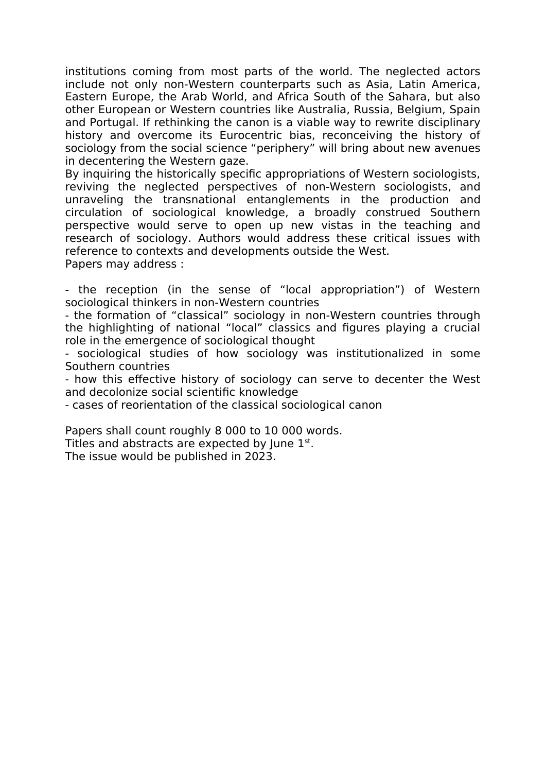institutions coming from most parts of the world. The neglected actors include not only non-Western counterparts such as Asia, Latin America, Eastern Europe, the Arab World, and Africa South of the Sahara, but also other European or Western countries like Australia, Russia, Belgium, Spain and Portugal. If rethinking the canon is a viable way to rewrite disciplinary history and overcome its Eurocentric bias, reconceiving the history of sociology from the social science "periphery" will bring about new avenues in decentering the Western gaze.

By inquiring the historically specific appropriations of Western sociologists, reviving the neglected perspectives of non-Western sociologists, and unraveling the transnational entanglements in the production and circulation of sociological knowledge, a broadly construed Southern perspective would serve to open up new vistas in the teaching and research of sociology. Authors would address these critical issues with reference to contexts and developments outside the West.

Papers may address :

- the reception (in the sense of "local appropriation") of Western sociological thinkers in non-Western countries
- the formation of "classical" sociology in non-Western countries through the highlighting of national "local" classics and figures playing a crucial role in the emergence of sociological thought
- sociological studies of how sociology was institutionalized in some Southern countries
- how this effective history of sociology can serve to decenter the West and decolonize social scientific knowledge
- cases of reorientation of the classical sociological canon

Papers shall count roughly 8 000 to 10 000 words.
Titles and abstracts are expected by June 1st.
The issue would be published in 2023.